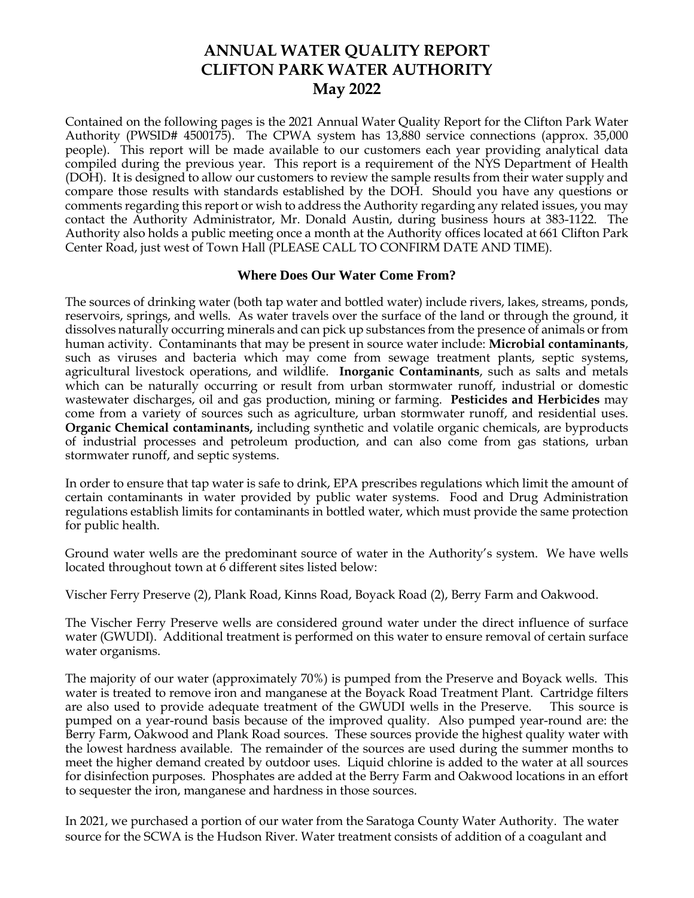# ANNUAL WATER QUALITY REPORT
# CLIFTON PARK WATER AUTHORITY
# May 2022

Contained on the following pages is the 2021 Annual Water Quality Report for the Clifton Park Water Authority (PWSID# 4500175). The CPWA system has 13,880 service connections (approx. 35,000 people). This report will be made available to our customers each year providing analytical data compiled during the previous year. This report is a requirement of the NYS Department of Health (DOH). It is designed to allow our customers to review the sample results from their water supply and compare those results with standards established by the DOH. Should you have any questions or comments regarding this report or wish to address the Authority regarding any related issues, you may contact the Authority Administrator, Mr. Donald Austin, during business hours at 383-1122. The Authority also holds a public meeting once a month at the Authority offices located at 661 Clifton Park Center Road, just west of Town Hall (PLEASE CALL TO CONFIRM DATE AND TIME).

## Where Does Our Water Come From?

The sources of drinking water (both tap water and bottled water) include rivers, lakes, streams, ponds, reservoirs, springs, and wells. As water travels over the surface of the land or through the ground, it dissolves naturally occurring minerals and can pick up substances from the presence of animals or from human activity. Contaminants that may be present in source water include: **Microbial contaminants**, such as viruses and bacteria which may come from sewage treatment plants, septic systems, agricultural livestock operations, and wildlife. **Inorganic Contaminants**, such as salts and metals which can be naturally occurring or result from urban stormwater runoff, industrial or domestic wastewater discharges, oil and gas production, mining or farming. **Pesticides and Herbicides** may come from a variety of sources such as agriculture, urban stormwater runoff, and residential uses. **Organic Chemical contaminants,** including synthetic and volatile organic chemicals, are byproducts of industrial processes and petroleum production, and can also come from gas stations, urban stormwater runoff, and septic systems.

In order to ensure that tap water is safe to drink, EPA prescribes regulations which limit the amount of certain contaminants in water provided by public water systems. Food and Drug Administration regulations establish limits for contaminants in bottled water, which must provide the same protection for public health.

Ground water wells are the predominant source of water in the Authority's system. We have wells located throughout town at 6 different sites listed below:

Vischer Ferry Preserve (2), Plank Road, Kinns Road, Boyack Road (2), Berry Farm and Oakwood.

The Vischer Ferry Preserve wells are considered ground water under the direct influence of surface water (GWUDI). Additional treatment is performed on this water to ensure removal of certain surface water organisms.

The majority of our water (approximately 70%) is pumped from the Preserve and Boyack wells. This water is treated to remove iron and manganese at the Boyack Road Treatment Plant. Cartridge filters are also used to provide adequate treatment of the GWUDI wells in the Preserve. This source is pumped on a year-round basis because of the improved quality. Also pumped year-round are: the Berry Farm, Oakwood and Plank Road sources. These sources provide the highest quality water with the lowest hardness available. The remainder of the sources are used during the summer months to meet the higher demand created by outdoor uses. Liquid chlorine is added to the water at all sources for disinfection purposes. Phosphates are added at the Berry Farm and Oakwood locations in an effort to sequester the iron, manganese and hardness in those sources.

In 2021, we purchased a portion of our water from the Saratoga County Water Authority. The water source for the SCWA is the Hudson River. Water treatment consists of addition of a coagulant and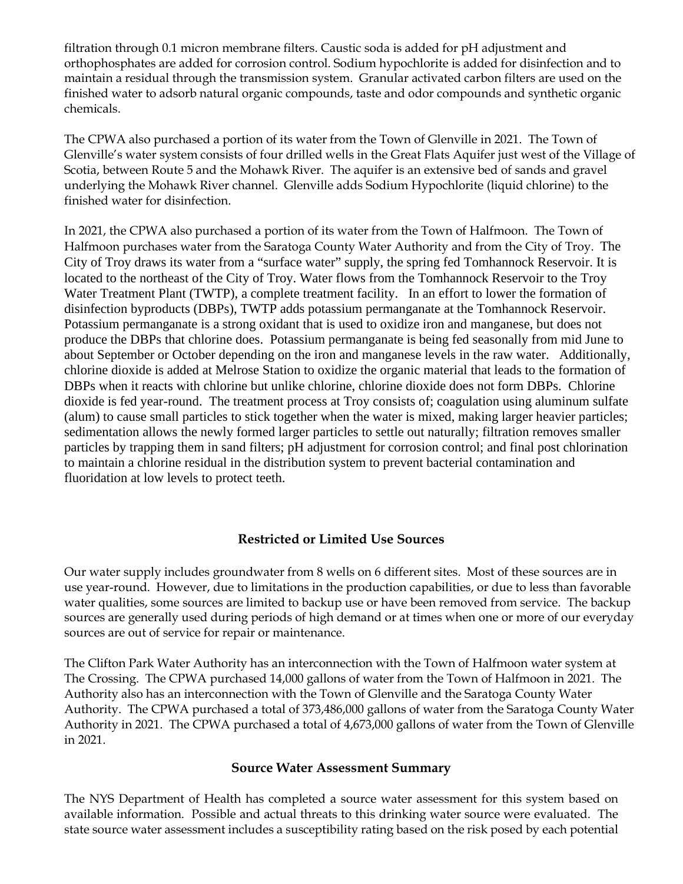filtration through 0.1 micron membrane filters. Caustic soda is added for pH adjustment and orthophosphates are added for corrosion control. Sodium hypochlorite is added for disinfection and to maintain a residual through the transmission system. Granular activated carbon filters are used on the finished water to adsorb natural organic compounds, taste and odor compounds and synthetic organic chemicals.

The CPWA also purchased a portion of its water from the Town of Glenville in 2021. The Town of Glenville's water system consists of four drilled wells in the Great Flats Aquifer just west of the Village of Scotia, between Route 5 and the Mohawk River. The aquifer is an extensive bed of sands and gravel underlying the Mohawk River channel. Glenville adds Sodium Hypochlorite (liquid chlorine) to the finished water for disinfection.

In 2021, the CPWA also purchased a portion of its water from the Town of Halfmoon. The Town of Halfmoon purchases water from the Saratoga County Water Authority and from the City of Troy. The City of Troy draws its water from a "surface water" supply, the spring fed Tomhannock Reservoir. It is located to the northeast of the City of Troy. Water flows from the Tomhannock Reservoir to the Troy Water Treatment Plant (TWTP), a complete treatment facility. In an effort to lower the formation of disinfection byproducts (DBPs), TWTP adds potassium permanganate at the Tomhannock Reservoir. Potassium permanganate is a strong oxidant that is used to oxidize iron and manganese, but does not produce the DBPs that chlorine does. Potassium permanganate is being fed seasonally from mid June to about September or October depending on the iron and manganese levels in the raw water. Additionally, chlorine dioxide is added at Melrose Station to oxidize the organic material that leads to the formation of DBPs when it reacts with chlorine but unlike chlorine, chlorine dioxide does not form DBPs. Chlorine dioxide is fed year-round. The treatment process at Troy consists of; coagulation using aluminum sulfate (alum) to cause small particles to stick together when the water is mixed, making larger heavier particles; sedimentation allows the newly formed larger particles to settle out naturally; filtration removes smaller particles by trapping them in sand filters; pH adjustment for corrosion control; and final post chlorination to maintain a chlorine residual in the distribution system to prevent bacterial contamination and fluoridation at low levels to protect teeth.

## Restricted or Limited Use Sources

Our water supply includes groundwater from 8 wells on 6 different sites. Most of these sources are in use year-round. However, due to limitations in the production capabilities, or due to less than favorable water qualities, some sources are limited to backup use or have been removed from service. The backup sources are generally used during periods of high demand or at times when one or more of our everyday sources are out of service for repair or maintenance.

The Clifton Park Water Authority has an interconnection with the Town of Halfmoon water system at The Crossing. The CPWA purchased 14,000 gallons of water from the Town of Halfmoon in 2021. The Authority also has an interconnection with the Town of Glenville and the Saratoga County Water Authority. The CPWA purchased a total of 373,486,000 gallons of water from the Saratoga County Water Authority in 2021. The CPWA purchased a total of 4,673,000 gallons of water from the Town of Glenville in 2021.

## Source Water Assessment Summary

The NYS Department of Health has completed a source water assessment for this system based on available information. Possible and actual threats to this drinking water source were evaluated. The state source water assessment includes a susceptibility rating based on the risk posed by each potential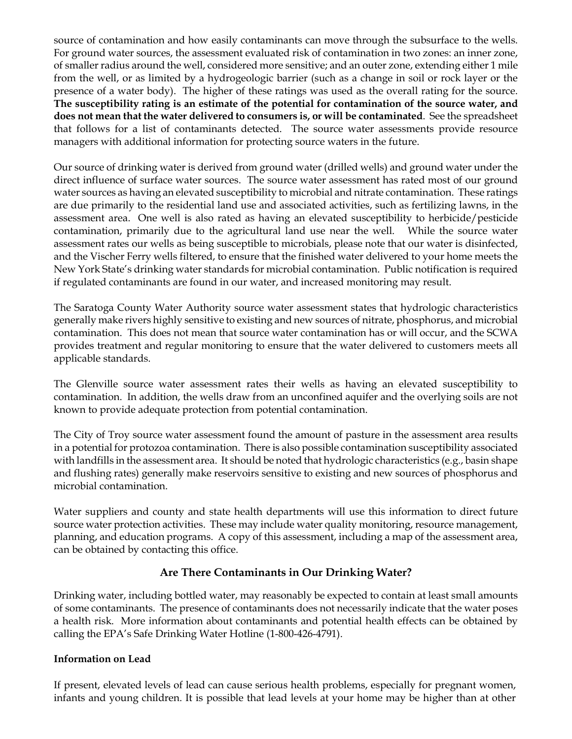source of contamination and how easily contaminants can move through the subsurface to the wells. For ground water sources, the assessment evaluated risk of contamination in two zones: an inner zone, of smaller radius around the well, considered more sensitive; and an outer zone, extending either 1 mile from the well, or as limited by a hydrogeologic barrier (such as a change in soil or rock layer or the presence of a water body). The higher of these ratings was used as the overall rating for the source. **The susceptibility rating is an estimate of the potential for contamination of the source water, and does not mean that the water delivered to consumers is, or will be contaminated**. See the spreadsheet that follows for a list of contaminants detected. The source water assessments provide resource managers with additional information for protecting source waters in the future.

Our source of drinking water is derived from ground water (drilled wells) and ground water under the direct influence of surface water sources. The source water assessment has rated most of our ground water sources as having an elevated susceptibility to microbial and nitrate contamination. These ratings are due primarily to the residential land use and associated activities, such as fertilizing lawns, in the assessment area. One well is also rated as having an elevated susceptibility to herbicide/pesticide contamination, primarily due to the agricultural land use near the well. While the source water assessment rates our wells as being susceptible to microbials, please note that our water is disinfected, and the Vischer Ferry wells filtered, to ensure that the finished water delivered to your home meets the New York State's drinking water standards for microbial contamination. Public notification is required if regulated contaminants are found in our water, and increased monitoring may result.

The Saratoga County Water Authority source water assessment states that hydrologic characteristics generally make rivers highly sensitive to existing and new sources of nitrate, phosphorus, and microbial contamination. This does not mean that source water contamination has or will occur, and the SCWA provides treatment and regular monitoring to ensure that the water delivered to customers meets all applicable standards.

The Glenville source water assessment rates their wells as having an elevated susceptibility to contamination. In addition, the wells draw from an unconfined aquifer and the overlying soils are not known to provide adequate protection from potential contamination.

The City of Troy source water assessment found the amount of pasture in the assessment area results in a potential for protozoa contamination. There is also possible contamination susceptibility associated with landfills in the assessment area. It should be noted that hydrologic characteristics (e.g., basin shape and flushing rates) generally make reservoirs sensitive to existing and new sources of phosphorus and microbial contamination.

Water suppliers and county and state health departments will use this information to direct future source water protection activities. These may include water quality monitoring, resource management, planning, and education programs. A copy of this assessment, including a map of the assessment area, can be obtained by contacting this office.

## Are There Contaminants in Our Drinking Water?

Drinking water, including bottled water, may reasonably be expected to contain at least small amounts of some contaminants. The presence of contaminants does not necessarily indicate that the water poses a health risk. More information about contaminants and potential health effects can be obtained by calling the EPA's Safe Drinking Water Hotline (1-800-426-4791).

### Information on Lead

If present, elevated levels of lead can cause serious health problems, especially for pregnant women, infants and young children. It is possible that lead levels at your home may be higher than at other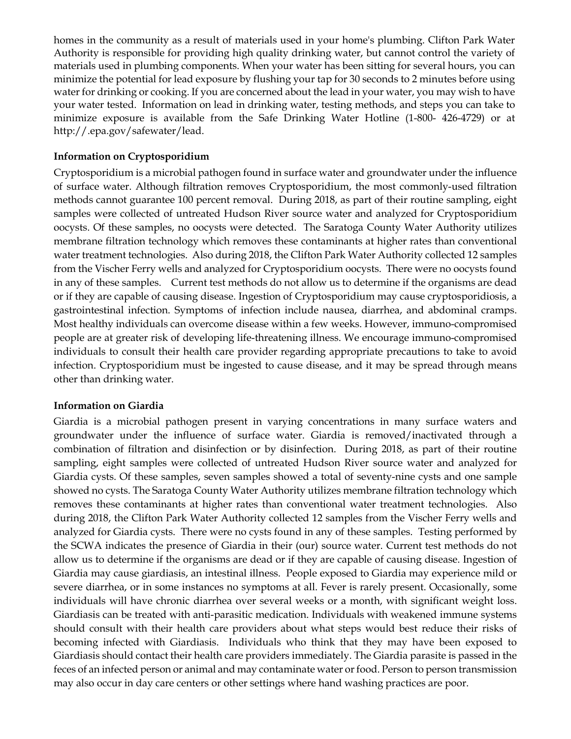homes in the community as a result of materials used in your home's plumbing. Clifton Park Water Authority is responsible for providing high quality drinking water, but cannot control the variety of materials used in plumbing components. When your water has been sitting for several hours, you can minimize the potential for lead exposure by flushing your tap for 30 seconds to 2 minutes before using water for drinking or cooking. If you are concerned about the lead in your water, you may wish to have your water tested. Information on lead in drinking water, testing methods, and steps you can take to minimize exposure is available from the Safe Drinking Water Hotline (1-800- 426-4729) or at http://.epa.gov/safewater/lead.

**Information on Cryptosporidium**

Cryptosporidium is a microbial pathogen found in surface water and groundwater under the influence of surface water. Although filtration removes Cryptosporidium, the most commonly-used filtration methods cannot guarantee 100 percent removal. During 2018, as part of their routine sampling, eight samples were collected of untreated Hudson River source water and analyzed for Cryptosporidium oocysts. Of these samples, no oocysts were detected. The Saratoga County Water Authority utilizes membrane filtration technology which removes these contaminants at higher rates than conventional water treatment technologies. Also during 2018, the Clifton Park Water Authority collected 12 samples from the Vischer Ferry wells and analyzed for Cryptosporidium oocysts. There were no oocysts found in any of these samples. Current test methods do not allow us to determine if the organisms are dead or if they are capable of causing disease. Ingestion of Cryptosporidium may cause cryptosporidiosis, a gastrointestinal infection. Symptoms of infection include nausea, diarrhea, and abdominal cramps. Most healthy individuals can overcome disease within a few weeks. However, immuno-compromised people are at greater risk of developing life-threatening illness. We encourage immuno-compromised individuals to consult their health care provider regarding appropriate precautions to take to avoid infection. Cryptosporidium must be ingested to cause disease, and it may be spread through means other than drinking water.

**Information on Giardia**

Giardia is a microbial pathogen present in varying concentrations in many surface waters and groundwater under the influence of surface water. Giardia is removed/inactivated through a combination of filtration and disinfection or by disinfection. During 2018, as part of their routine sampling, eight samples were collected of untreated Hudson River source water and analyzed for Giardia cysts. Of these samples, seven samples showed a total of seventy-nine cysts and one sample showed no cysts. The Saratoga County Water Authority utilizes membrane filtration technology which removes these contaminants at higher rates than conventional water treatment technologies. Also during 2018, the Clifton Park Water Authority collected 12 samples from the Vischer Ferry wells and analyzed for Giardia cysts. There were no cysts found in any of these samples. Testing performed by the SCWA indicates the presence of Giardia in their (our) source water. Current test methods do not allow us to determine if the organisms are dead or if they are capable of causing disease. Ingestion of Giardia may cause giardiasis, an intestinal illness. People exposed to Giardia may experience mild or severe diarrhea, or in some instances no symptoms at all. Fever is rarely present. Occasionally, some individuals will have chronic diarrhea over several weeks or a month, with significant weight loss. Giardiasis can be treated with anti-parasitic medication. Individuals with weakened immune systems should consult with their health care providers about what steps would best reduce their risks of becoming infected with Giardiasis. Individuals who think that they may have been exposed to Giardiasis should contact their health care providers immediately. The Giardia parasite is passed in the feces of an infected person or animal and may contaminate water or food. Person to person transmission may also occur in day care centers or other settings where hand washing practices are poor.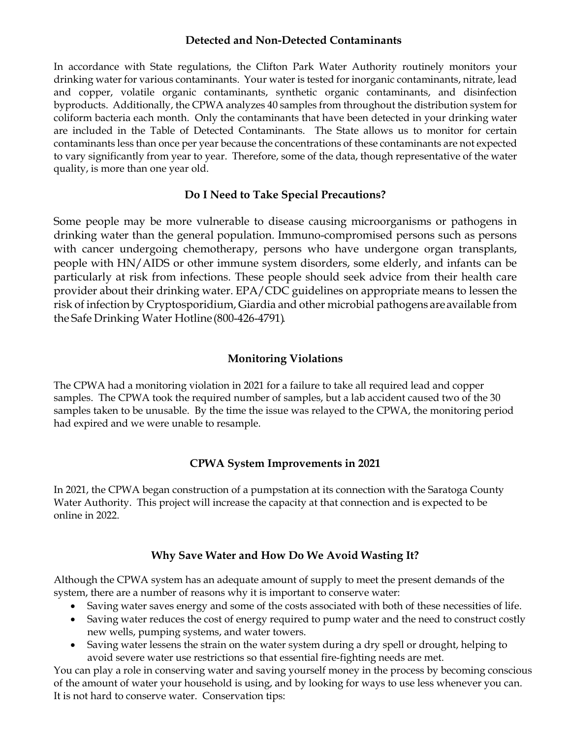## Detected and Non-Detected Contaminants

In accordance with State regulations, the Clifton Park Water Authority routinely monitors your drinking water for various contaminants. Your water is tested for inorganic contaminants, nitrate, lead and copper, volatile organic contaminants, synthetic organic contaminants, and disinfection byproducts. Additionally, the CPWA analyzes 40 samples from throughout the distribution system for coliform bacteria each month. Only the contaminants that have been detected in your drinking water are included in the Table of Detected Contaminants. The State allows us to monitor for certain contaminants less than once per year because the concentrations of these contaminants are not expected to vary significantly from year to year. Therefore, some of the data, though representative of the water quality, is more than one year old.

## Do I Need to Take Special Precautions?

Some people may be more vulnerable to disease causing microorganisms or pathogens in drinking water than the general population. Immuno-compromised persons such as persons with cancer undergoing chemotherapy, persons who have undergone organ transplants, people with HN/AIDS or other immune system disorders, some elderly, and infants can be particularly at risk from infections. These people should seek advice from their health care provider about their drinking water. EPA/CDC guidelines on appropriate means to lessen the risk of infection by Cryptosporidium, Giardia and other microbial pathogens are available from the Safe Drinking Water Hotline (800-426-4791).

## Monitoring Violations

The CPWA had a monitoring violation in 2021 for a failure to take all required lead and copper samples. The CPWA took the required number of samples, but a lab accident caused two of the 30 samples taken to be unusable. By the time the issue was relayed to the CPWA, the monitoring period had expired and we were unable to resample.

## CPWA System Improvements in 2021

In 2021, the CPWA began construction of a pumpstation at its connection with the Saratoga County Water Authority. This project will increase the capacity at that connection and is expected to be online in 2022.

## Why Save Water and How Do We Avoid Wasting It?

Although the CPWA system has an adequate amount of supply to meet the present demands of the system, there are a number of reasons why it is important to conserve water:

- Saving water saves energy and some of the costs associated with both of these necessities of life.
- Saving water reduces the cost of energy required to pump water and the need to construct costly new wells, pumping systems, and water towers.
- Saving water lessens the strain on the water system during a dry spell or drought, helping to avoid severe water use restrictions so that essential fire-fighting needs are met.

You can play a role in conserving water and saving yourself money in the process by becoming conscious of the amount of water your household is using, and by looking for ways to use less whenever you can. It is not hard to conserve water. Conservation tips: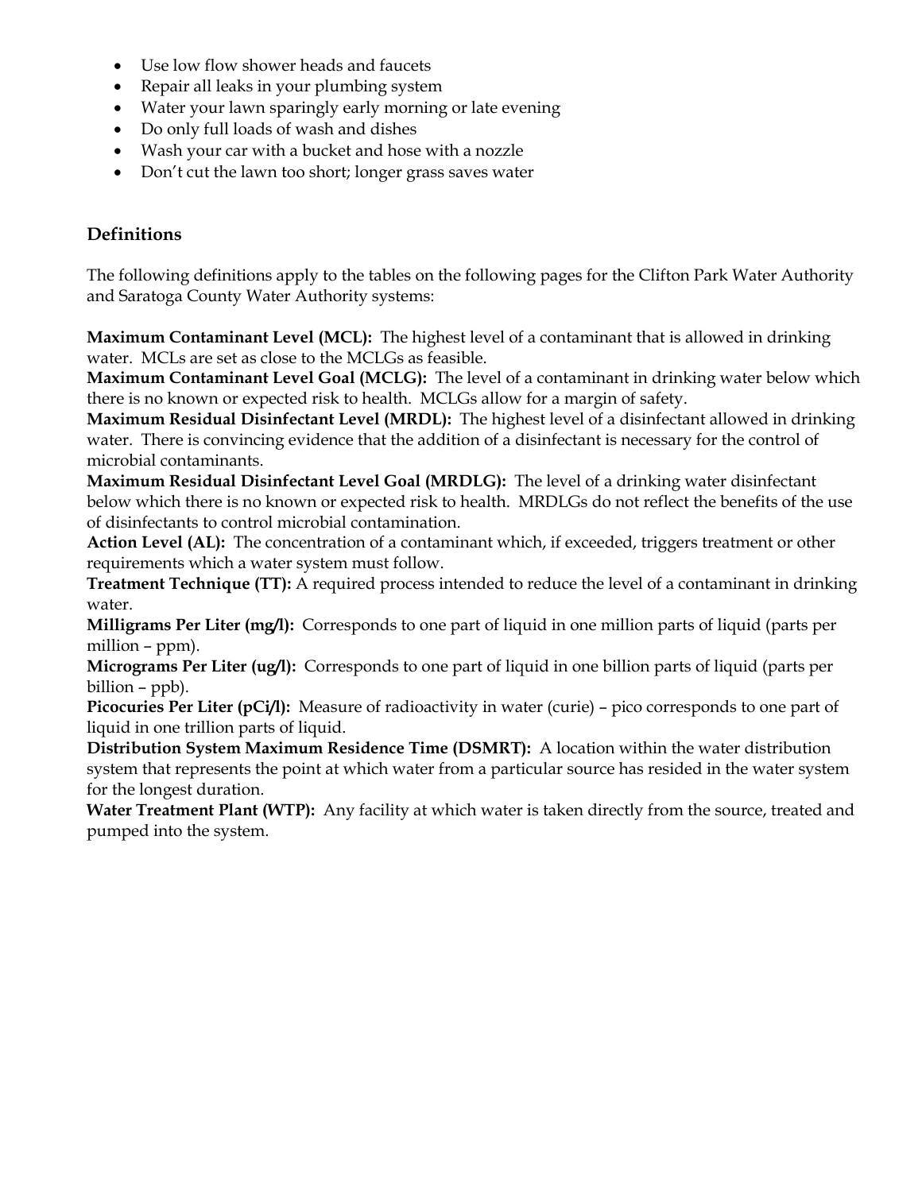- Use low flow shower heads and faucets
- Repair all leaks in your plumbing system
- Water your lawn sparingly early morning or late evening
- Do only full loads of wash and dishes
- Wash your car with a bucket and hose with a nozzle
- Don't cut the lawn too short; longer grass saves water

## Definitions

The following definitions apply to the tables on the following pages for the Clifton Park Water Authority and Saratoga County Water Authority systems:

**Maximum Contaminant Level (MCL):** The highest level of a contaminant that is allowed in drinking water. MCLs are set as close to the MCLGs as feasible.
**Maximum Contaminant Level Goal (MCLG):** The level of a contaminant in drinking water below which there is no known or expected risk to health. MCLGs allow for a margin of safety.
**Maximum Residual Disinfectant Level (MRDL):** The highest level of a disinfectant allowed in drinking water. There is convincing evidence that the addition of a disinfectant is necessary for the control of microbial contaminants.
**Maximum Residual Disinfectant Level Goal (MRDLG):** The level of a drinking water disinfectant below which there is no known or expected risk to health. MRDLGs do not reflect the benefits of the use of disinfectants to control microbial contamination.
**Action Level (AL):** The concentration of a contaminant which, if exceeded, triggers treatment or other requirements which a water system must follow.
**Treatment Technique (TT):** A required process intended to reduce the level of a contaminant in drinking water.
**Milligrams Per Liter (mg/l):** Corresponds to one part of liquid in one million parts of liquid (parts per million – ppm).
**Micrograms Per Liter (ug/l):** Corresponds to one part of liquid in one billion parts of liquid (parts per billion – ppb).
**Picocuries Per Liter (pCi/l):** Measure of radioactivity in water (curie) – pico corresponds to one part of liquid in one trillion parts of liquid.
**Distribution System Maximum Residence Time (DSMRT):** A location within the water distribution system that represents the point at which water from a particular source has resided in the water system for the longest duration.
**Water Treatment Plant (WTP):** Any facility at which water is taken directly from the source, treated and pumped into the system.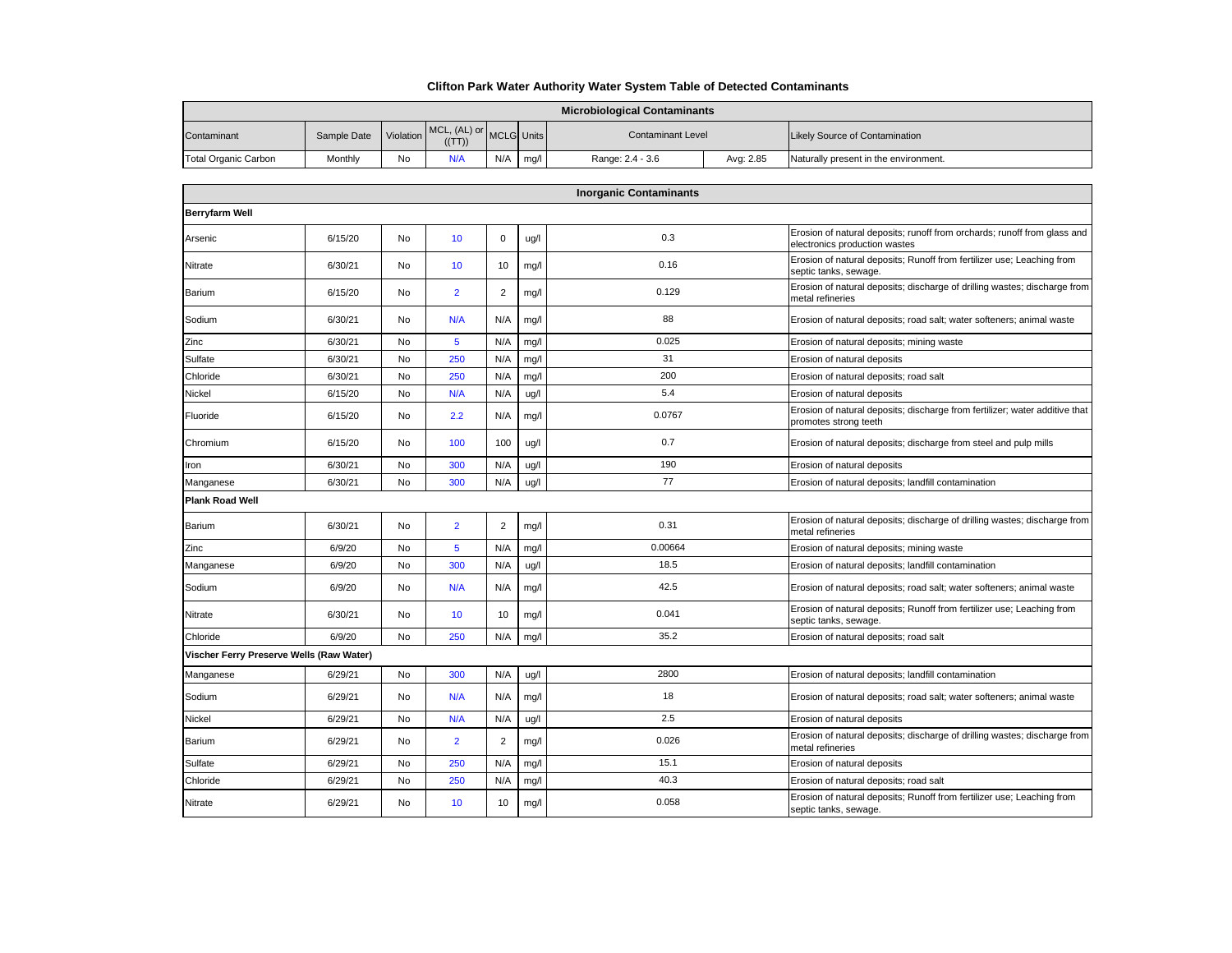# Clifton Park Water Authority Water System Table of Detected Contaminants

| Microbiological Contaminants | | | | | | | | |
|---|---|---|---|---|---|---|---|---|
| Contaminant | Sample Date | Violation | MCL, (AL) or ((TT)) | MCLG | Units | Contaminant Level | | Likely Source of Contamination |
| Total Organic Carbon | Monthly | No | N/A | N/A | mg/l | Range: 2.4 - 3.6 | Avg: 2.85 | Naturally present in the environment. |

| Inorganic Contaminants | | | | | | | |
|---|---|---|---|---|---|---|---|
| **Berryfarm Well** | | | | | | | |
| Arsenic | 6/15/20 | No | 10 | 0 | ug/l | 0.3 | Erosion of natural deposits; runoff from orchards; runoff from glass and electronics production wastes |
| Nitrate | 6/30/21 | No | 10 | 10 | mg/l | 0.16 | Erosion of natural deposits; Runoff from fertilizer use; Leaching from septic tanks, sewage. |
| Barium | 6/15/20 | No | 2 | 2 | mg/l | 0.129 | Erosion of natural deposits; discharge of drilling wastes; discharge from metal refineries |
| Sodium | 6/30/21 | No | N/A | N/A | mg/l | 88 | Erosion of natural deposits; road salt; water softeners; animal waste |
| Zinc | 6/30/21 | No | 5 | N/A | mg/l | 0.025 | Erosion of natural deposits; mining waste |
| Sulfate | 6/30/21 | No | 250 | N/A | mg/l | 31 | Erosion of natural deposits |
| Chloride | 6/30/21 | No | 250 | N/A | mg/l | 200 | Erosion of natural deposits; road salt |
| Nickel | 6/15/20 | No | N/A | N/A | ug/l | 5.4 | Erosion of natural deposits |
| Fluoride | 6/15/20 | No | 2.2 | N/A | mg/l | 0.0767 | Erosion of natural deposits; discharge from fertilizer; water additive that promotes strong teeth |
| Chromium | 6/15/20 | No | 100 | 100 | ug/l | 0.7 | Erosion of natural deposits; discharge from steel and pulp mills |
| Iron | 6/30/21 | No | 300 | N/A | ug/l | 190 | Erosion of natural deposits |
| Manganese | 6/30/21 | No | 300 | N/A | ug/l | 77 | Erosion of natural deposits; landfill contamination |
| **Plank Road Well** | | | | | | | |
| Barium | 6/30/21 | No | 2 | 2 | mg/l | 0.31 | Erosion of natural deposits; discharge of drilling wastes; discharge from metal refineries |
| Zinc | 6/9/20 | No | 5 | N/A | mg/l | 0.00664 | Erosion of natural deposits; mining waste |
| Manganese | 6/9/20 | No | 300 | N/A | ug/l | 18.5 | Erosion of natural deposits; landfill contamination |
| Sodium | 6/9/20 | No | N/A | N/A | mg/l | 42.5 | Erosion of natural deposits; road salt; water softeners; animal waste |
| Nitrate | 6/30/21 | No | 10 | 10 | mg/l | 0.041 | Erosion of natural deposits; Runoff from fertilizer use; Leaching from septic tanks, sewage. |
| Chloride | 6/9/20 | No | 250 | N/A | mg/l | 35.2 | Erosion of natural deposits; road salt |
| **Vischer Ferry Preserve Wells (Raw Water)** | | | | | | | |
| Manganese | 6/29/21 | No | 300 | N/A | ug/l | 2800 | Erosion of natural deposits; landfill contamination |
| Sodium | 6/29/21 | No | N/A | N/A | mg/l | 18 | Erosion of natural deposits; road salt; water softeners; animal waste |
| Nickel | 6/29/21 | No | N/A | N/A | ug/l | 2.5 | Erosion of natural deposits |
| Barium | 6/29/21 | No | 2 | 2 | mg/l | 0.026 | Erosion of natural deposits; discharge of drilling wastes; discharge from metal refineries |
| Sulfate | 6/29/21 | No | 250 | N/A | mg/l | 15.1 | Erosion of natural deposits |
| Chloride | 6/29/21 | No | 250 | N/A | mg/l | 40.3 | Erosion of natural deposits; road salt |
| Nitrate | 6/29/21 | No | 10 | 10 | mg/l | 0.058 | Erosion of natural deposits; Runoff from fertilizer use; Leaching from septic tanks, sewage. |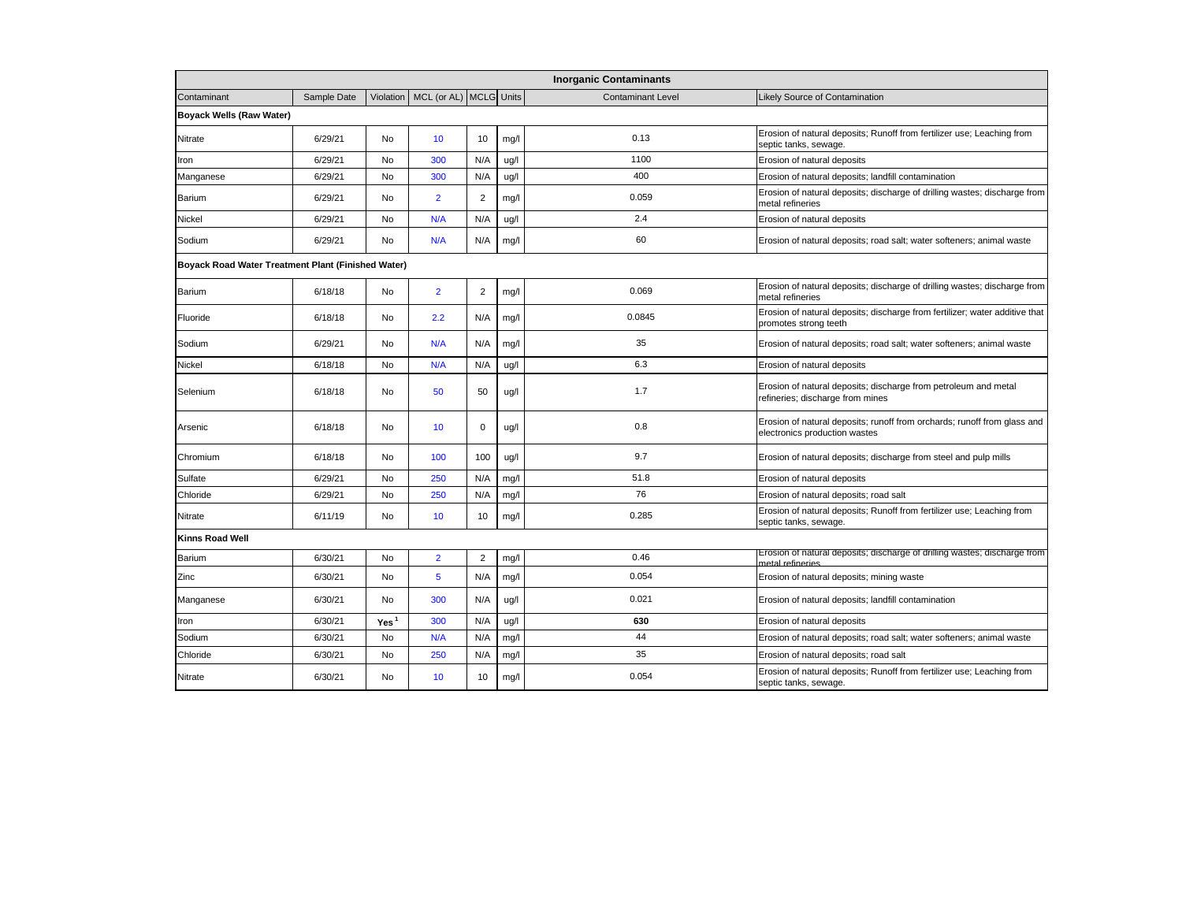| Inorganic Contaminants | | | | | | | |
|---|---|---|---|---|---|---|---|
| Contaminant | Sample Date | Violation | MCL (or AL) | MCLG | Units | Contaminant Level | Likely Source of Contamination |
| **Boyack Wells (Raw Water)** | | | | | | | |
| Nitrate | 6/29/21 | No | 10 | 10 | mg/l | 0.13 | Erosion of natural deposits; Runoff from fertilizer use; Leaching from septic tanks, sewage. |
| Iron | 6/29/21 | No | 300 | N/A | ug/l | 1100 | Erosion of natural deposits |
| Manganese | 6/29/21 | No | 300 | N/A | ug/l | 400 | Erosion of natural deposits; landfill contamination |
| Barium | 6/29/21 | No | 2 | 2 | mg/l | 0.059 | Erosion of natural deposits; discharge of drilling wastes; discharge from metal refineries |
| Nickel | 6/29/21 | No | N/A | N/A | ug/l | 2.4 | Erosion of natural deposits |
| Sodium | 6/29/21 | No | N/A | N/A | mg/l | 60 | Erosion of natural deposits; road salt; water softeners; animal waste |
| **Boyack Road Water Treatment Plant (Finished Water)** | | | | | | | |
| Barium | 6/18/18 | No | 2 | 2 | mg/l | 0.069 | Erosion of natural deposits; discharge of drilling wastes; discharge from metal refineries |
| Fluoride | 6/18/18 | No | 2.2 | N/A | mg/l | 0.0845 | Erosion of natural deposits; discharge from fertilizer; water additive that promotes strong teeth |
| Sodium | 6/29/21 | No | N/A | N/A | mg/l | 35 | Erosion of natural deposits; road salt; water softeners; animal waste |
| Nickel | 6/18/18 | No | N/A | N/A | ug/l | 6.3 | Erosion of natural deposits |
| Selenium | 6/18/18 | No | 50 | 50 | ug/l | 1.7 | Erosion of natural deposits; discharge from petroleum and metal refineries; discharge from mines |
| Arsenic | 6/18/18 | No | 10 | 0 | ug/l | 0.8 | Erosion of natural deposits; runoff from orchards; runoff from glass and electronics production wastes |
| Chromium | 6/18/18 | No | 100 | 100 | ug/l | 9.7 | Erosion of natural deposits; discharge from steel and pulp mills |
| Sulfate | 6/29/21 | No | 250 | N/A | mg/l | 51.8 | Erosion of natural deposits |
| Chloride | 6/29/21 | No | 250 | N/A | mg/l | 76 | Erosion of natural deposits; road salt |
| Nitrate | 6/11/19 | No | 10 | 10 | mg/l | 0.285 | Erosion of natural deposits; Runoff from fertilizer use; Leaching from septic tanks, sewage. |
| **Kinns Road Well** | | | | | | | |
| Barium | 6/30/21 | No | 2 | 2 | mg/l | 0.46 | Erosion of natural deposits; discharge of drilling wastes; discharge from metal refineries |
| Zinc | 6/30/21 | No | 5 | N/A | mg/l | 0.054 | Erosion of natural deposits; mining waste |
| Manganese | 6/30/21 | No | 300 | N/A | ug/l | 0.021 | Erosion of natural deposits; landfill contamination |
| Iron | 6/30/21 | **Yes**[1] | 300 | N/A | ug/l | **630** | Erosion of natural deposits |
| Sodium | 6/30/21 | No | N/A | N/A | mg/l | 44 | Erosion of natural deposits; road salt; water softeners; animal waste |
| Chloride | 6/30/21 | No | 250 | N/A | mg/l | 35 | Erosion of natural deposits; road salt |
| Nitrate | 6/30/21 | No | 10 | 10 | mg/l | 0.054 | Erosion of natural deposits; Runoff from fertilizer use; Leaching from septic tanks, sewage. |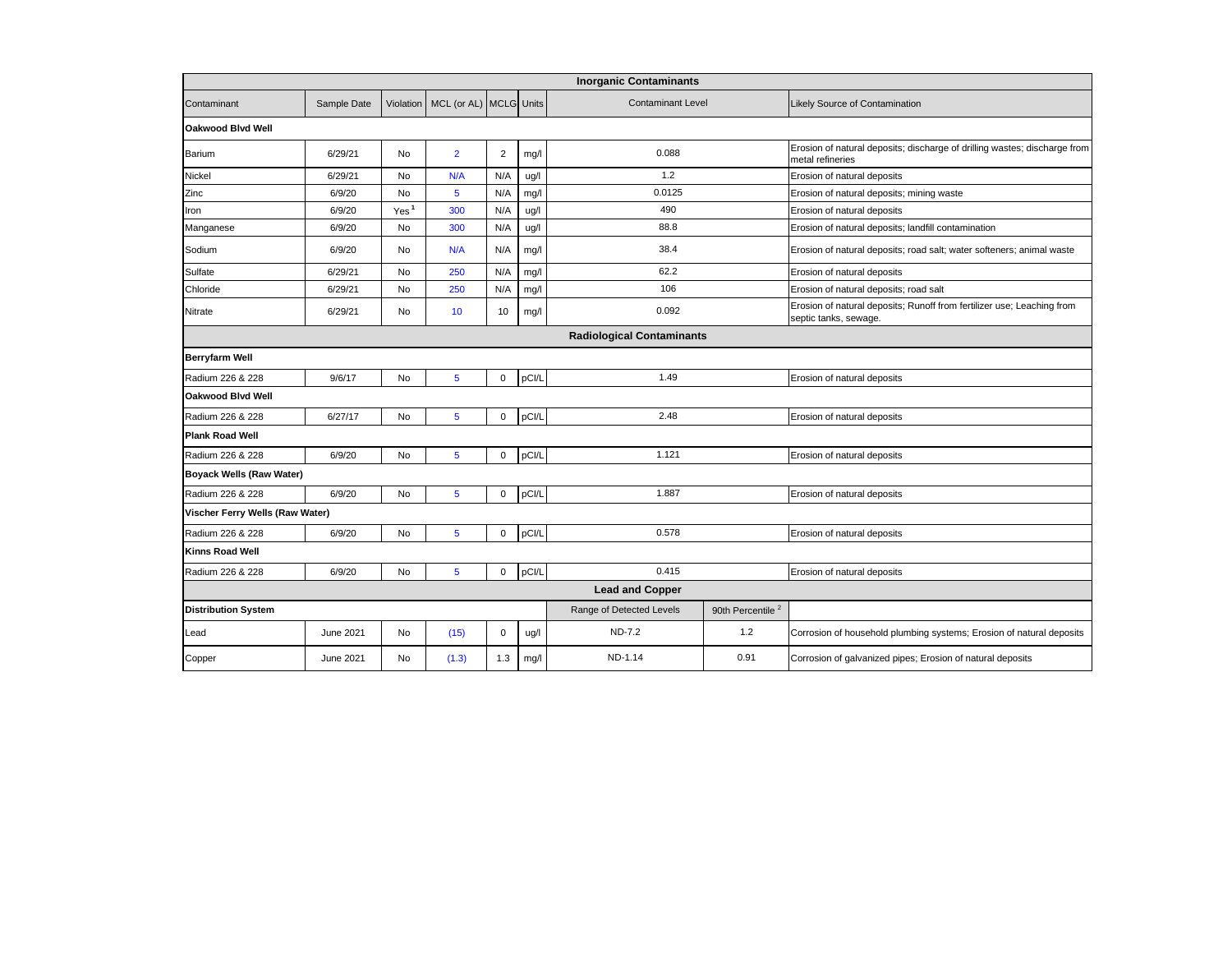| Inorganic Contaminants | | | | | | | | |
|---|---|---|---|---|---|---|---|---|
| Contaminant | Sample Date | Violation | MCL (or AL) | MCLG | Units | Contaminant Level | | Likely Source of Contamination |
| **Oakwood Blvd Well** | | | | | | | | |
| Barium | 6/29/21 | No | 2 | 2 | mg/l | 0.088 | | Erosion of natural deposits; discharge of drilling wastes; discharge from metal refineries |
| Nickel | 6/29/21 | No | N/A | N/A | ug/l | 1.2 | | Erosion of natural deposits |
| Zinc | 6/9/20 | No | 5 | N/A | mg/l | 0.0125 | | Erosion of natural deposits; mining waste |
| Iron | 6/9/20 | Yes [1] | 300 | N/A | ug/l | 490 | | Erosion of natural deposits |
| Manganese | 6/9/20 | No | 300 | N/A | ug/l | 88.8 | | Erosion of natural deposits; landfill contamination |
| Sodium | 6/9/20 | No | N/A | N/A | mg/l | 38.4 | | Erosion of natural deposits; road salt; water softeners; animal waste |
| Sulfate | 6/29/21 | No | 250 | N/A | mg/l | 62.2 | | Erosion of natural deposits |
| Chloride | 6/29/21 | No | 250 | N/A | mg/l | 106 | | Erosion of natural deposits; road salt |
| Nitrate | 6/29/21 | No | 10 | 10 | mg/l | 0.092 | | Erosion of natural deposits; Runoff from fertilizer use; Leaching from septic tanks, sewage. |
| **Radiological Contaminants** | | | | | | | | |
| **Berryfarm Well** | | | | | | | | |
| Radium 226 & 228 | 9/6/17 | No | 5 | 0 | pCI/L | 1.49 | | Erosion of natural deposits |
| **Oakwood Blvd Well** | | | | | | | | |
| Radium 226 & 228 | 6/27/17 | No | 5 | 0 | pCI/L | 2.48 | | Erosion of natural deposits |
| **Plank Road Well** | | | | | | | | |
| Radium 226 & 228 | 6/9/20 | No | 5 | 0 | pCI/L | 1.121 | | Erosion of natural deposits |
| **Boyack Wells (Raw Water)** | | | | | | | | |
| Radium 226 & 228 | 6/9/20 | No | 5 | 0 | pCI/L | 1.887 | | Erosion of natural deposits |
| **Vischer Ferry Wells (Raw Water)** | | | | | | | | |
| Radium 226 & 228 | 6/9/20 | No | 5 | 0 | pCI/L | 0.578 | | Erosion of natural deposits |
| **Kinns Road Well** | | | | | | | | |
| Radium 226 & 228 | 6/9/20 | No | 5 | 0 | pCI/L | 0.415 | | Erosion of natural deposits |
| **Lead and Copper** | | | | | | | | |
| **Distribution System** | | | | | | Range of Detected Levels | 90th Percentile [2] | |
| Lead | June 2021 | No | (15) | 0 | ug/l | ND-7.2 | 1.2 | Corrosion of household plumbing systems; Erosion of natural deposits |
| Copper | June 2021 | No | (1.3) | 1.3 | mg/l | ND-1.14 | 0.91 | Corrosion of galvanized pipes; Erosion of natural deposits |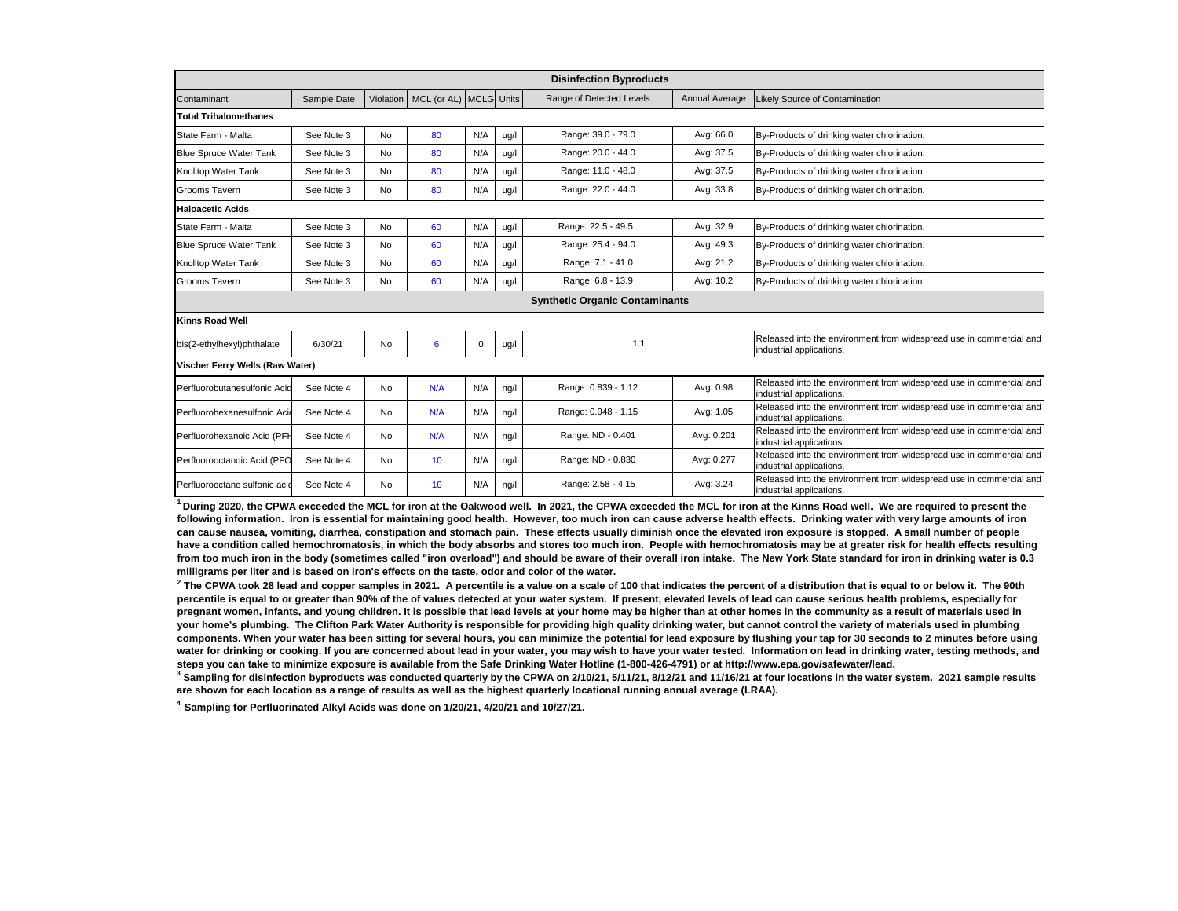| Disinfection Byproducts | | | | | | | | |
|---|---|---|---|---|---|---|---|---|
| Contaminant | Sample Date | Violation | MCL (or AL) | MCLG | Units | Range of Detected Levels | Annual Average | Likely Source of Contamination |
| **Total Trihalomethanes** | | | | | | | | |
| State Farm - Malta | See Note 3 | No | 80 | N/A | ug/l | Range: 39.0 - 79.0 | Avg: 66.0 | By-Products of drinking water chlorination. |
| Blue Spruce Water Tank | See Note 3 | No | 80 | N/A | ug/l | Range: 20.0 - 44.0 | Avg: 37.5 | By-Products of drinking water chlorination. |
| Knolltop Water Tank | See Note 3 | No | 80 | N/A | ug/l | Range: 11.0 - 48.0 | Avg: 37.5 | By-Products of drinking water chlorination. |
| Grooms Tavern | See Note 3 | No | 80 | N/A | ug/l | Range: 22.0 - 44.0 | Avg: 33.8 | By-Products of drinking water chlorination. |
| **Haloacetic Acids** | | | | | | | | |
| State Farm - Malta | See Note 3 | No | 60 | N/A | ug/l | Range: 22.5 - 49.5 | Avg: 32.9 | By-Products of drinking water chlorination. |
| Blue Spruce Water Tank | See Note 3 | No | 60 | N/A | ug/l | Range: 25.4 - 94.0 | Avg: 49.3 | By-Products of drinking water chlorination. |
| Knolltop Water Tank | See Note 3 | No | 60 | N/A | ug/l | Range: 7.1 - 41.0 | Avg: 21.2 | By-Products of drinking water chlorination. |
| Grooms Tavern | See Note 3 | No | 60 | N/A | ug/l | Range: 6.8 - 13.9 | Avg: 10.2 | By-Products of drinking water chlorination. |
| **Synthetic Organic Contaminants** | | | | | | | | |
| **Kinns Road Well** | | | | | | | | |
| bis(2-ethylhexyl)phthalate | 6/30/21 | No | 6 | 0 | ug/l | 1.1 | | Released into the environment from widespread use in commercial and industrial applications. |
| **Vischer Ferry Wells (Raw Water)** | | | | | | | | |
| Perfluorobutanesulfonic Acid | See Note 4 | No | N/A | N/A | ng/l | Range: 0.839 - 1.12 | Avg: 0.98 | Released into the environment from widespread use in commercial and industrial applications. |
| Perfluorohexanesulfonic Acid | See Note 4 | No | N/A | N/A | ng/l | Range: 0.948 - 1.15 | Avg: 1.05 | Released into the environment from widespread use in commercial and industrial applications. |
| Perfluorohexanoic Acid (PFH | See Note 4 | No | N/A | N/A | ng/l | Range: ND - 0.401 | Avg: 0.201 | Released into the environment from widespread use in commercial and industrial applications. |
| Perfluorooctanoic Acid (PFO | See Note 4 | No | 10 | N/A | ng/l | Range: ND - 0.830 | Avg: 0.277 | Released into the environment from widespread use in commercial and industrial applications. |
| Perfluorooctane sulfonic acid | See Note 4 | No | 10 | N/A | ng/l | Range: 2.58 - 4.15 | Avg: 3.24 | Released into the environment from widespread use in commercial and industrial applications. |

**[1] During 2020, the CPWA exceeded the MCL for iron at the Oakwood well. In 2021, the CPWA exceeded the MCL for iron at the Kinns Road well. We are required to present the following information. Iron is essential for maintaining good health. However, too much iron can cause adverse health effects. Drinking water with very large amounts of iron can cause nausea, vomiting, diarrhea, constipation and stomach pain. These effects usually diminish once the elevated iron exposure is stopped. A small number of people have a condition called hemochromatosis, in which the body absorbs and stores too much iron. People with hemochromatosis may be at greater risk for health effects resulting from too much iron in the body (sometimes called "iron overload") and should be aware of their overall iron intake. The New York State standard for iron in drinking water is 0.3 milligrams per liter and is based on iron's effects on the taste, odor and color of the water.**

**[2] The CPWA took 28 lead and copper samples in 2021. A percentile is a value on a scale of 100 that indicates the percent of a distribution that is equal to or below it. The 90th percentile is equal to or greater than 90% of the of values detected at your water system. If present, elevated levels of lead can cause serious health problems, especially for pregnant women, infants, and young children. It is possible that lead levels at your home may be higher than at other homes in the community as a result of materials used in your home's plumbing. The Clifton Park Water Authority is responsible for providing high quality drinking water, but cannot control the variety of materials used in plumbing components. When your water has been sitting for several hours, you can minimize the potential for lead exposure by flushing your tap for 30 seconds to 2 minutes before using water for drinking or cooking. If you are concerned about lead in your water, you may wish to have your water tested. Information on lead in drinking water, testing methods, and steps you can take to minimize exposure is available from the Safe Drinking Water Hotline (1-800-426-4791) or at http://www.epa.gov/safewater/lead.**

**[3] Sampling for disinfection byproducts was conducted quarterly by the CPWA on 2/10/21, 5/11/21, 8/12/21 and 11/16/21 at four locations in the water system. 2021 sample results are shown for each location as a range of results as well as the highest quarterly locational running annual average (LRAA).**

**[4] Sampling for Perfluorinated Alkyl Acids was done on 1/20/21, 4/20/21 and 10/27/21.**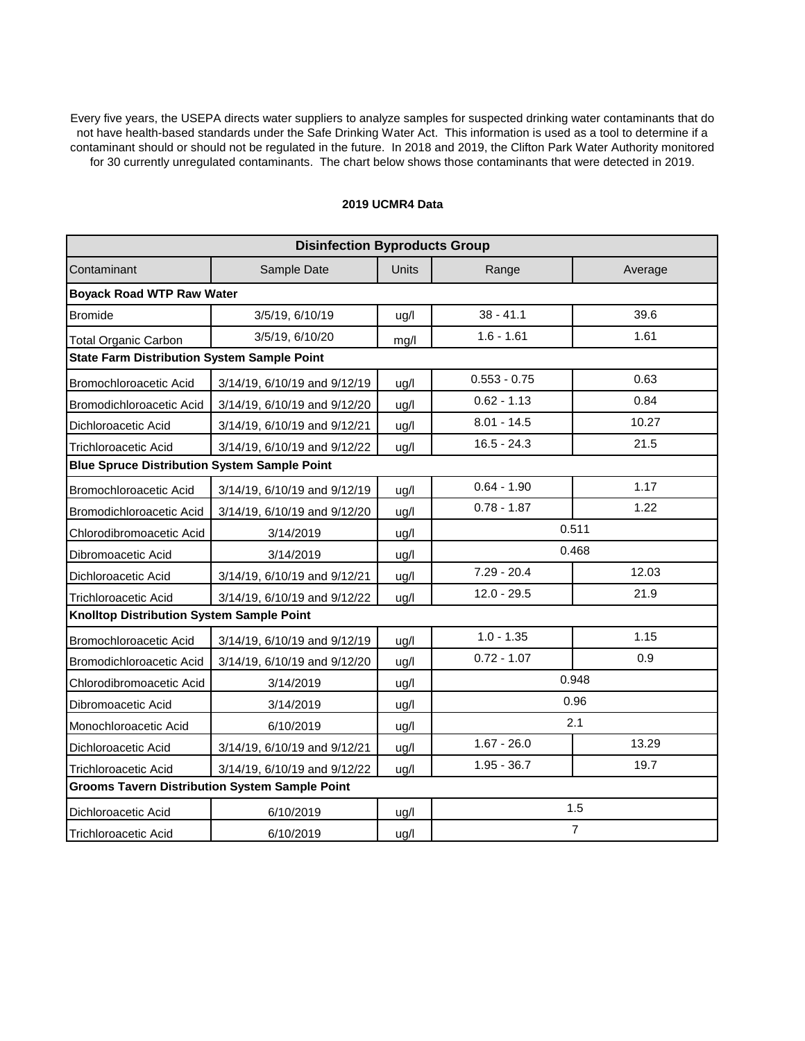Every five years, the USEPA directs water suppliers to analyze samples for suspected drinking water contaminants that do not have health-based standards under the Safe Drinking Water Act. This information is used as a tool to determine if a contaminant should or should not be regulated in the future. In 2018 and 2019, the Clifton Park Water Authority monitored for 30 currently unregulated contaminants. The chart below shows those contaminants that were detected in 2019.

**2019 UCMR4 Data**

| Disinfection Byproducts Group | | | | |
|---|---|---|---|---|
| Contaminant | Sample Date | Units | Range | Average |
| **Boyack Road WTP Raw Water** | | | | |
| Bromide | 3/5/19, 6/10/19 | ug/l | 38 - 41.1 | 39.6 |
| Total Organic Carbon | 3/5/19, 6/10/20 | mg/l | 1.6 - 1.61 | 1.61 |
| **State Farm Distribution System Sample Point** | | | | |
| Bromochloroacetic Acid | 3/14/19, 6/10/19 and 9/12/19 | ug/l | 0.553 - 0.75 | 0.63 |
| Bromodichloroacetic Acid | 3/14/19, 6/10/19 and 9/12/20 | ug/l | 0.62 - 1.13 | 0.84 |
| Dichloroacetic Acid | 3/14/19, 6/10/19 and 9/12/21 | ug/l | 8.01 - 14.5 | 10.27 |
| Trichloroacetic Acid | 3/14/19, 6/10/19 and 9/12/22 | ug/l | 16.5 - 24.3 | 21.5 |
| **Blue Spruce Distribution System Sample Point** | | | | |
| Bromochloroacetic Acid | 3/14/19, 6/10/19 and 9/12/19 | ug/l | 0.64 - 1.90 | 1.17 |
| Bromodichloroacetic Acid | 3/14/19, 6/10/19 and 9/12/20 | ug/l | 0.78 - 1.87 | 1.22 |
| Chlorodibromoacetic Acid | 3/14/2019 | ug/l | 0.511 | |
| Dibromoacetic Acid | 3/14/2019 | ug/l | 0.468 | |
| Dichloroacetic Acid | 3/14/19, 6/10/19 and 9/12/21 | ug/l | 7.29 - 20.4 | 12.03 |
| Trichloroacetic Acid | 3/14/19, 6/10/19 and 9/12/22 | ug/l | 12.0 - 29.5 | 21.9 |
| **Knolltop Distribution System Sample Point** | | | | |
| Bromochloroacetic Acid | 3/14/19, 6/10/19 and 9/12/19 | ug/l | 1.0 - 1.35 | 1.15 |
| Bromodichloroacetic Acid | 3/14/19, 6/10/19 and 9/12/20 | ug/l | 0.72 - 1.07 | 0.9 |
| Chlorodibromoacetic Acid | 3/14/2019 | ug/l | 0.948 | |
| Dibromoacetic Acid | 3/14/2019 | ug/l | 0.96 | |
| Monochloroacetic Acid | 6/10/2019 | ug/l | 2.1 | |
| Dichloroacetic Acid | 3/14/19, 6/10/19 and 9/12/21 | ug/l | 1.67 - 26.0 | 13.29 |
| Trichloroacetic Acid | 3/14/19, 6/10/19 and 9/12/22 | ug/l | 1.95 - 36.7 | 19.7 |
| **Grooms Tavern Distribution System Sample Point** | | | | |
| Dichloroacetic Acid | 6/10/2019 | ug/l | 1.5 | |
| Trichloroacetic Acid | 6/10/2019 | ug/l | 7 | |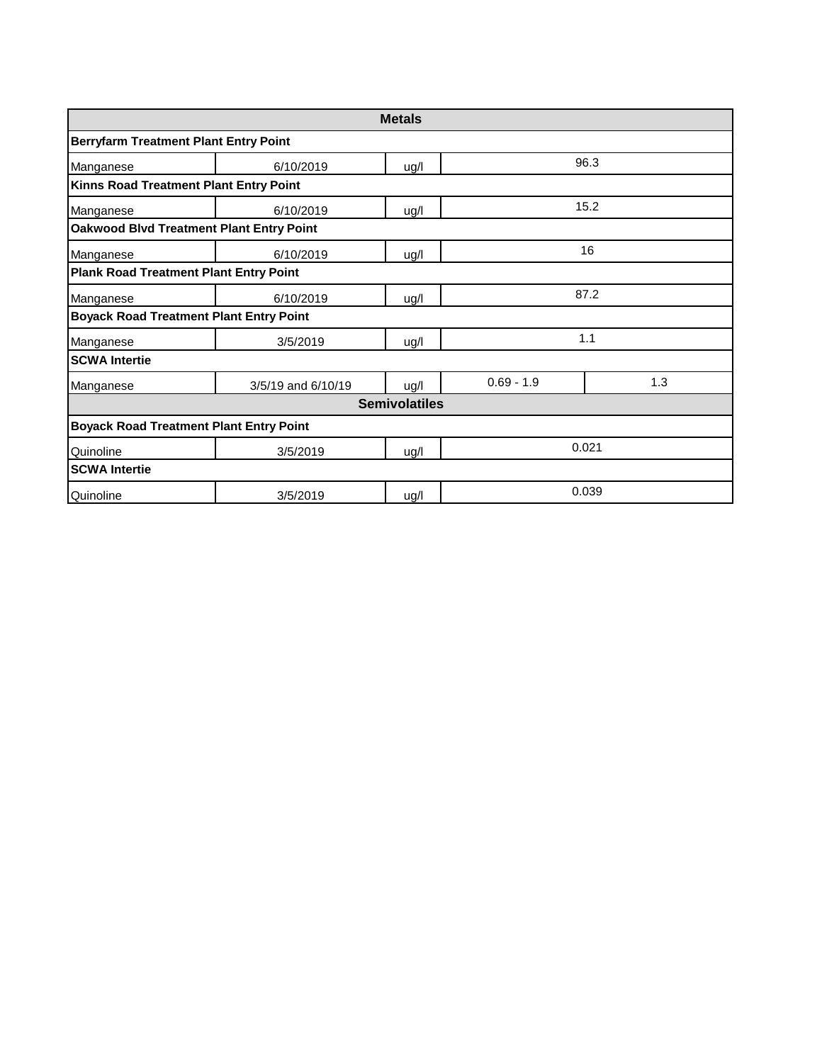| Metals | | | | |
|---|---|---|---|---|
| **Berryfarm Treatment Plant Entry Point** | | | | |
| Manganese | 6/10/2019 | ug/l | 96.3 | |
| **Kinns Road Treatment Plant Entry Point** | | | | |
| Manganese | 6/10/2019 | ug/l | 15.2 | |
| **Oakwood Blvd Treatment Plant Entry Point** | | | | |
| Manganese | 6/10/2019 | ug/l | 16 | |
| **Plank Road Treatment Plant Entry Point** | | | | |
| Manganese | 6/10/2019 | ug/l | 87.2 | |
| **Boyack Road Treatment Plant Entry Point** | | | | |
| Manganese | 3/5/2019 | ug/l | 1.1 | |
| **SCWA Intertie** | | | | |
| Manganese | 3/5/19 and 6/10/19 | ug/l | 0.69 - 1.9 | 1.3 |
| **Semivolatiles** | | | | |
| **Boyack Road Treatment Plant Entry Point** | | | | |
| Quinoline | 3/5/2019 | ug/l | 0.021 | |
| **SCWA Intertie** | | | | |
| Quinoline | 3/5/2019 | ug/l | 0.039 | |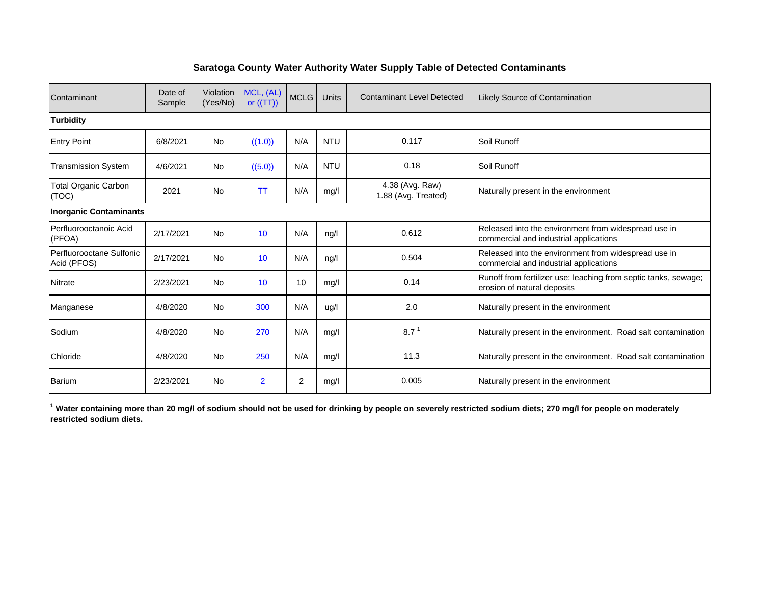## Saratoga County Water Authority Water Supply Table of Detected Contaminants

| Contaminant | Date of Sample | Violation (Yes/No) | MCL, (AL) or ((TT)) | MCLG | Units | Contaminant Level Detected | Likely Source of Contamination |
|---|---|---|---|---|---|---|---|
| **Turbidity** | | | | | | | |
| Entry Point | 6/8/2021 | No | ((1.0)) | N/A | NTU | 0.117 | Soil Runoff |
| Transmission System | 4/6/2021 | No | ((5.0)) | N/A | NTU | 0.18 | Soil Runoff |
| Total Organic Carbon (TOC) | 2021 | No | TT | N/A | mg/l | 4.38 (Avg. Raw) 1.88 (Avg. Treated) | Naturally present in the environment |
| **Inorganic Contaminants** | | | | | | | |
| Perfluorooctanoic Acid (PFOA) | 2/17/2021 | No | 10 | N/A | ng/l | 0.612 | Released into the environment from widespread use in commercial and industrial applications |
| Perfluorooctane Sulfonic Acid (PFOS) | 2/17/2021 | No | 10 | N/A | ng/l | 0.504 | Released into the environment from widespread use in commercial and industrial applications |
| Nitrate | 2/23/2021 | No | 10 | 10 | mg/l | 0.14 | Runoff from fertilizer use; leaching from septic tanks, sewage; erosion of natural deposits |
| Manganese | 4/8/2020 | No | 300 | N/A | ug/l | 2.0 | Naturally present in the environment |
| Sodium | 4/8/2020 | No | 270 | N/A | mg/l | 8.7 [1] | Naturally present in the environment. Road salt contamination |
| Chloride | 4/8/2020 | No | 250 | N/A | mg/l | 11.3 | Naturally present in the environment. Road salt contamination |
| Barium | 2/23/2021 | No | 2 | 2 | mg/l | 0.005 | Naturally present in the environment |

**[1] Water containing more than 20 mg/l of sodium should not be used for drinking by people on severely restricted sodium diets; 270 mg/l for people on moderately restricted sodium diets.**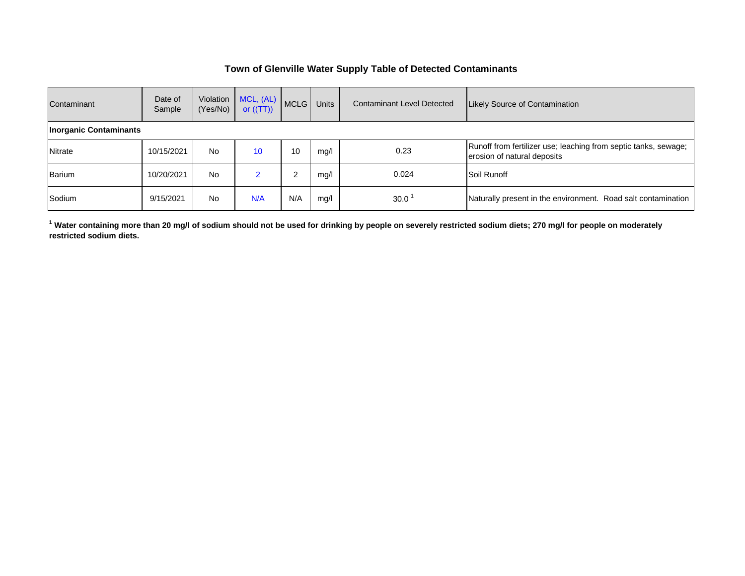# Town of Glenville Water Supply Table of Detected Contaminants

| Contaminant | Date of Sample | Violation (Yes/No) | MCL, (AL) or ((TT)) | MCLG | Units | Contaminant Level Detected | Likely Source of Contamination |
|---|---|---|---|---|---|---|---|
| **Inorganic Contaminants** | | | | | | | |
| Nitrate | 10/15/2021 | No | 10 | 10 | mg/l | 0.23 | Runoff from fertilizer use; leaching from septic tanks, sewage; erosion of natural deposits |
| Barium | 10/20/2021 | No | 2 | 2 | mg/l | 0.024 | Soil Runoff |
| Sodium | 9/15/2021 | No | N/A | N/A | mg/l | 30.0 [1] | Naturally present in the environment. Road salt contamination |

**[1] Water containing more than 20 mg/l of sodium should not be used for drinking by people on severely restricted sodium diets; 270 mg/l for people on moderately restricted sodium diets.**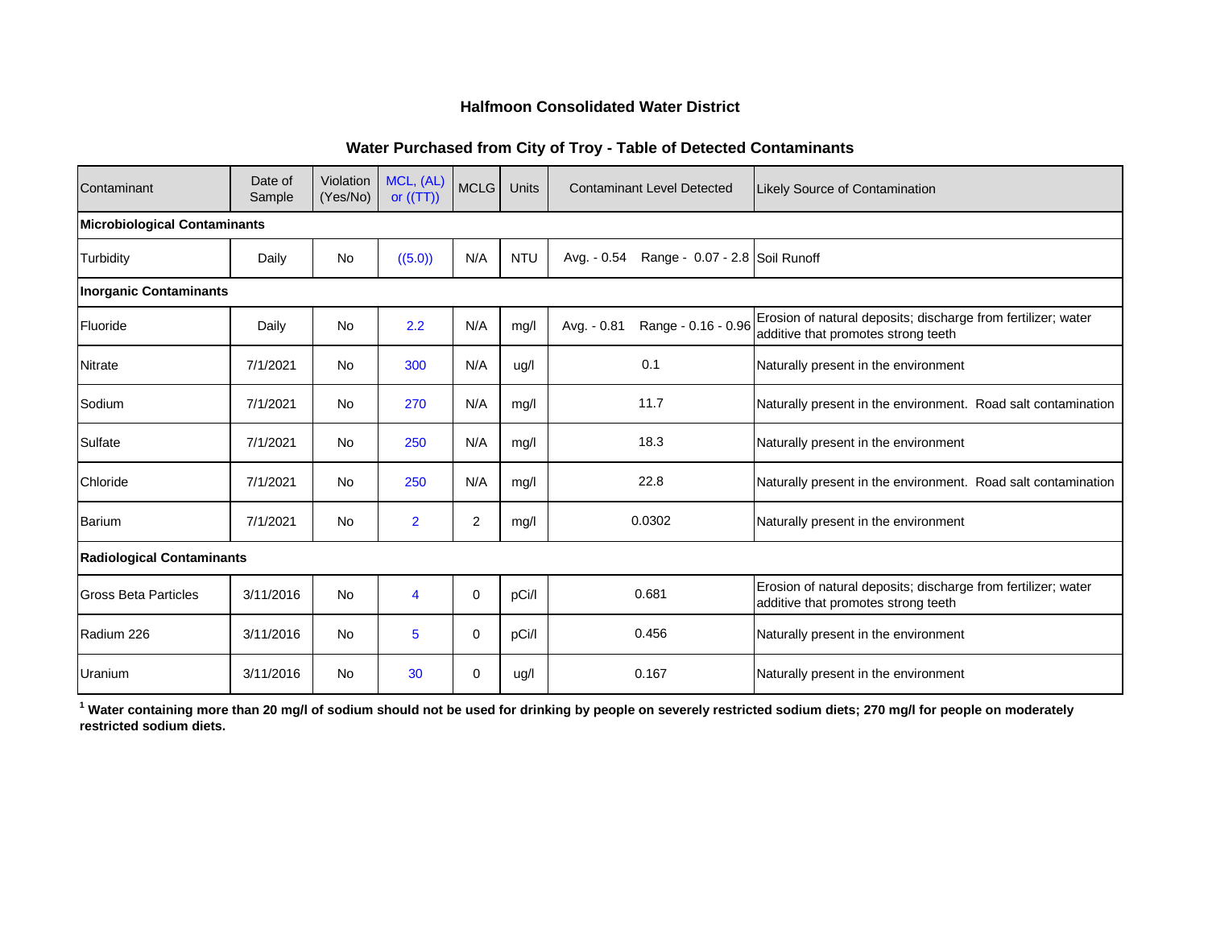## Halfmoon Consolidated Water District

### Water Purchased from City of Troy - Table of Detected Contaminants

| Contaminant | Date of Sample | Violation (Yes/No) | MCL, (AL) or ((TT)) | MCLG | Units | Contaminant Level Detected | Likely Source of Contamination |
|---|---|---|---|---|---|---|---|
| **Microbiological Contaminants** | | | | | | | |
| Turbidity | Daily | No | ((5.0)) | N/A | NTU | Avg. - 0.54 Range - 0.07 - 2.8 | Soil Runoff |
| **Inorganic Contaminants** | | | | | | | |
| Fluoride | Daily | No | 2.2 | N/A | mg/l | Avg. - 0.81 Range - 0.16 - 0.96 | Erosion of natural deposits; discharge from fertilizer; water additive that promotes strong teeth |
| Nitrate | 7/1/2021 | No | 300 | N/A | ug/l | 0.1 | Naturally present in the environment |
| Sodium | 7/1/2021 | No | 270 | N/A | mg/l | 11.7 | Naturally present in the environment. Road salt contamination |
| Sulfate | 7/1/2021 | No | 250 | N/A | mg/l | 18.3 | Naturally present in the environment |
| Chloride | 7/1/2021 | No | 250 | N/A | mg/l | 22.8 | Naturally present in the environment. Road salt contamination |
| Barium | 7/1/2021 | No | 2 | 2 | mg/l | 0.0302 | Naturally present in the environment |
| **Radiological Contaminants** | | | | | | | |
| Gross Beta Particles | 3/11/2016 | No | 4 | 0 | pCi/l | 0.681 | Erosion of natural deposits; discharge from fertilizer; water additive that promotes strong teeth |
| Radium 226 | 3/11/2016 | No | 5 | 0 | pCi/l | 0.456 | Naturally present in the environment |
| Uranium | 3/11/2016 | No | 30 | 0 | ug/l | 0.167 | Naturally present in the environment |

**[1] Water containing more than 20 mg/l of sodium should not be used for drinking by people on severely restricted sodium diets; 270 mg/l for people on moderately restricted sodium diets.**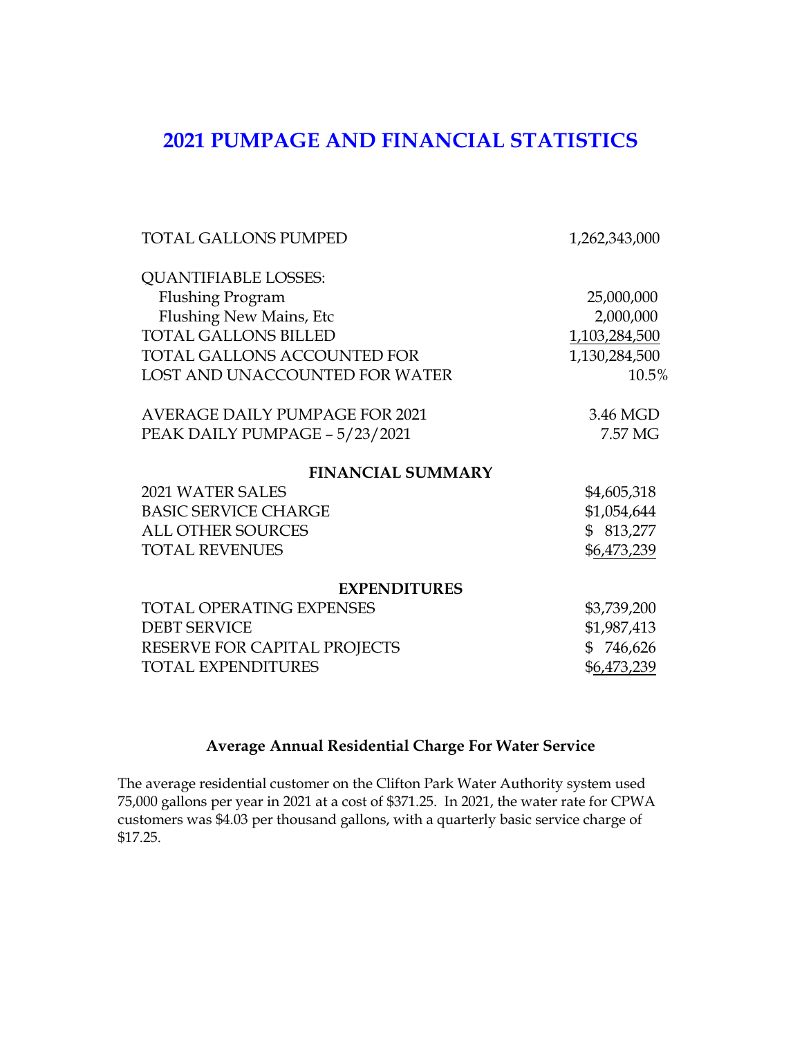# 2021 PUMPAGE AND FINANCIAL STATISTICS

| | |
|---|---|
| TOTAL GALLONS PUMPED | 1,262,343,000 |
| QUANTIFIABLE LOSSES: | |
| Flushing Program | 25,000,000 |
| Flushing New Mains, Etc | 2,000,000 |
| TOTAL GALLONS BILLED | 1,103,284,500 |
| TOTAL GALLONS ACCOUNTED FOR | 1,130,284,500 |
| LOST AND UNACCOUNTED FOR WATER | 10.5% |
| AVERAGE DAILY PUMPAGE FOR 2021 | 3.46 MGD |
| PEAK DAILY PUMPAGE – 5/23/2021 | 7.57 MG |

**FINANCIAL SUMMARY**

| | |
|---|---|
| 2021 WATER SALES | $4,605,318 |
| BASIC SERVICE CHARGE | $1,054,644 |
| ALL OTHER SOURCES | $ 813,277 |
| TOTAL REVENUES | $6,473,239 |

**EXPENDITURES**

| | |
|---|---|
| TOTAL OPERATING EXPENSES | $3,739,200 |
| DEBT SERVICE | $1,987,413 |
| RESERVE FOR CAPITAL PROJECTS | $ 746,626 |
| TOTAL EXPENDITURES | $6,473,239 |

### Average Annual Residential Charge For Water Service

The average residential customer on the Clifton Park Water Authority system used 75,000 gallons per year in 2021 at a cost of $371.25. In 2021, the water rate for CPWA customers was $4.03 per thousand gallons, with a quarterly basic service charge of $17.25.